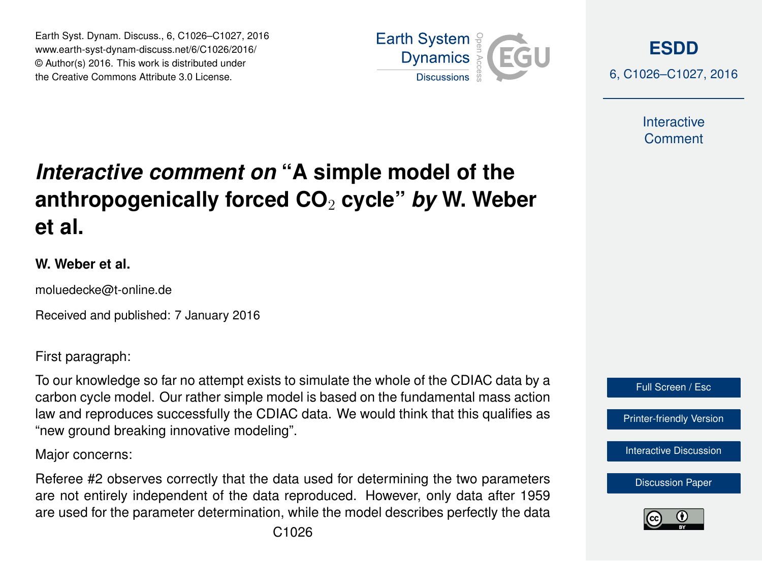# *Interactive comment on* "A simple model of the anthropogenically forced $CO_2$ cycle" *by* W. Weber et al.

**W. Weber et al.**

moluedecke@t-online.de

Received and published: 7 January 2016

First paragraph:

To our knowledge so far no attempt exists to simulate the whole of the CDIAC data by a carbon cycle model. Our rather simple model is based on the fundamental mass action law and reproduces successfully the CDIAC data. We would think that this qualifies as "new ground breaking innovative modeling".

Major concerns:

Referee #2 observes correctly that the data used for determining the two parameters are not entirely independent of the data reproduced. However, only data after 1959 are used for the parameter determination, while the model describes perfectly the data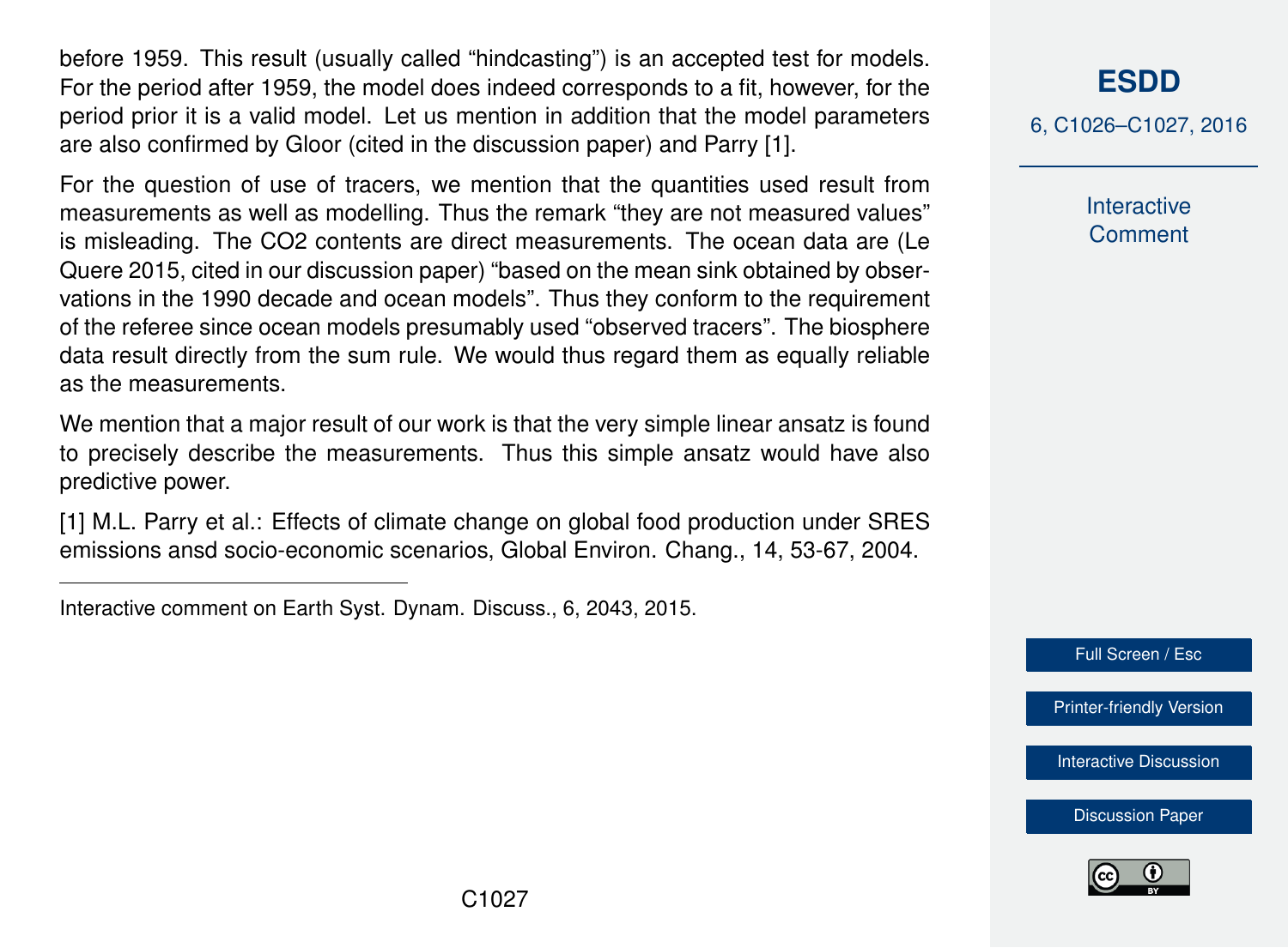before 1959. This result (usually called "hindcasting") is an accepted test for models. For the period after 1959, the model does indeed corresponds to a fit, however, for the period prior it is a valid model. Let us mention in addition that the model parameters are also confirmed by Gloor (cited in the discussion paper) and Parry [1].

For the question of use of tracers, we mention that the quantities used result from measurements as well as modelling. Thus the remark "they are not measured values" is misleading. The $CO_2$ contents are direct measurements. The ocean data are (Le Quere 2015, cited in our discussion paper) "based on the mean sink obtained by observations in the 1990 decade and ocean models". Thus they conform to the requirement of the referee since ocean models presumably used "observed tracers". The biosphere data result directly from the sum rule. We would thus regard them as equally reliable as the measurements.

We mention that a major result of our work is that the very simple linear ansatz is found to precisely describe the measurements. Thus this simple ansatz would have also predictive power.

[1] M.L. Parry et al.: Effects of climate change on global food production under SRES emissions ansd socio-economic scenarios, Global Environ. Chang., 14, 53-67, 2004.

---

Interactive comment on Earth Syst. Dynam. Discuss., 6, 2043, 2015.